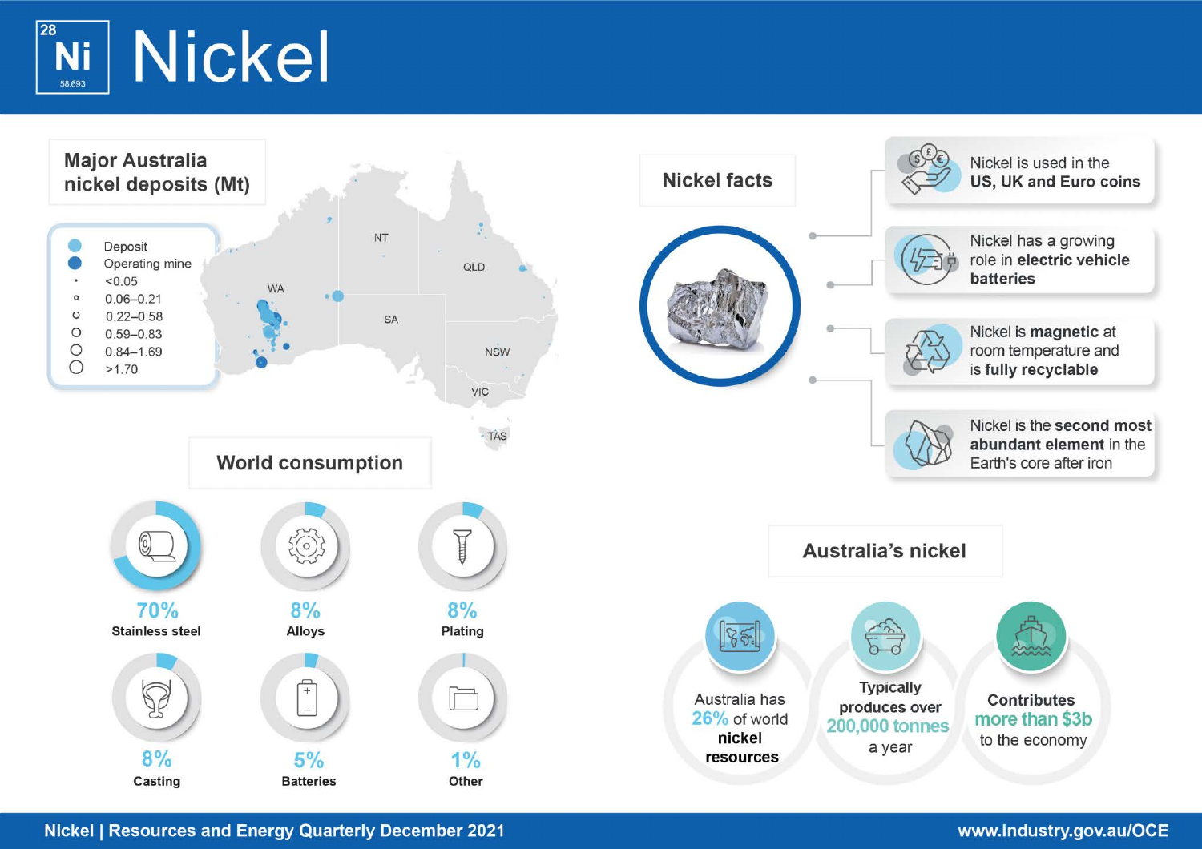# Nickel

28 Ni 58.693

## Major Australia nickel deposits (Mt)

- Deposit
- Operating mine
- <0.05
- 0.06–0.21
- 0.22–0.58
- 0.59–0.83
- 0.84–1.69
- >1.70

NT, QLD, WA, SA, NSW, VIC, TAS

## World consumption

- **70%** Stainless steel
- **8%** Alloys
- **8%** Plating
- **8%** Casting
- **5%** Batteries
- **1%** Other

## Nickel facts

- Nickel is used in the **US, UK and Euro coins**
- Nickel has a growing role in **electric vehicle batteries**
- Nickel is **magnetic** at room temperature and is **fully recyclable**
- Nickel is the **second most abundant element** in the Earth's core after iron

## Australia's nickel

- Australia has **26%** of world **nickel resources**
- **Typically produces over** **200,000 tonnes** a year
- **Contributes** **more than $3b** to the economy

Nickel | Resources and Energy Quarterly December 2021

www.industry.gov.au/OCE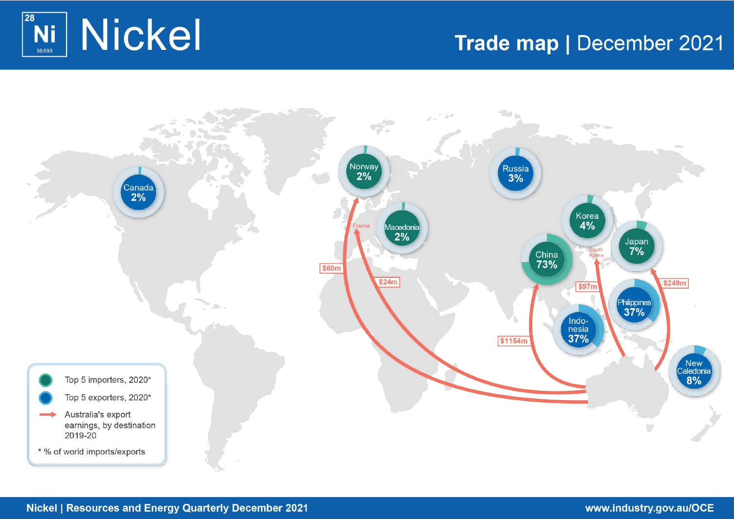# Nickel

28
Ni
58.693

## Trade map | December 2021

| Country | Category | % of world imports/exports |
| --- | --- | --- |
| China | Top 5 importers, 2020* | 73% |
| Japan | Top 5 importers, 2020* | 7% |
| Korea | Top 5 importers, 2020* | 4% |
| Norway | Top 5 importers, 2020* | 2% |
| Macedonia | Top 5 importers, 2020* | 2% |
| Indonesia | Top 5 exporters, 2020* | 37% |
| Philippines | Top 5 exporters, 2020* | 37% |
| New Caledonia | Top 5 exporters, 2020* | 8% |
| Russia | Top 5 exporters, 2020* | 3% |
| Canada | Top 5 exporters, 2020* | 2% |

Australia's export earnings, by destination 2019-20:

| Destination | Export earnings |
| --- | --- |
| China | $1154m |
| Japan | $249m |
| South Korea | $97m |
| Norway | $60m |
| France | $24m |

- Top 5 importers, 2020*
- Top 5 exporters, 2020*
- Australia's export earnings, by destination 2019-20

\* % of world imports/exports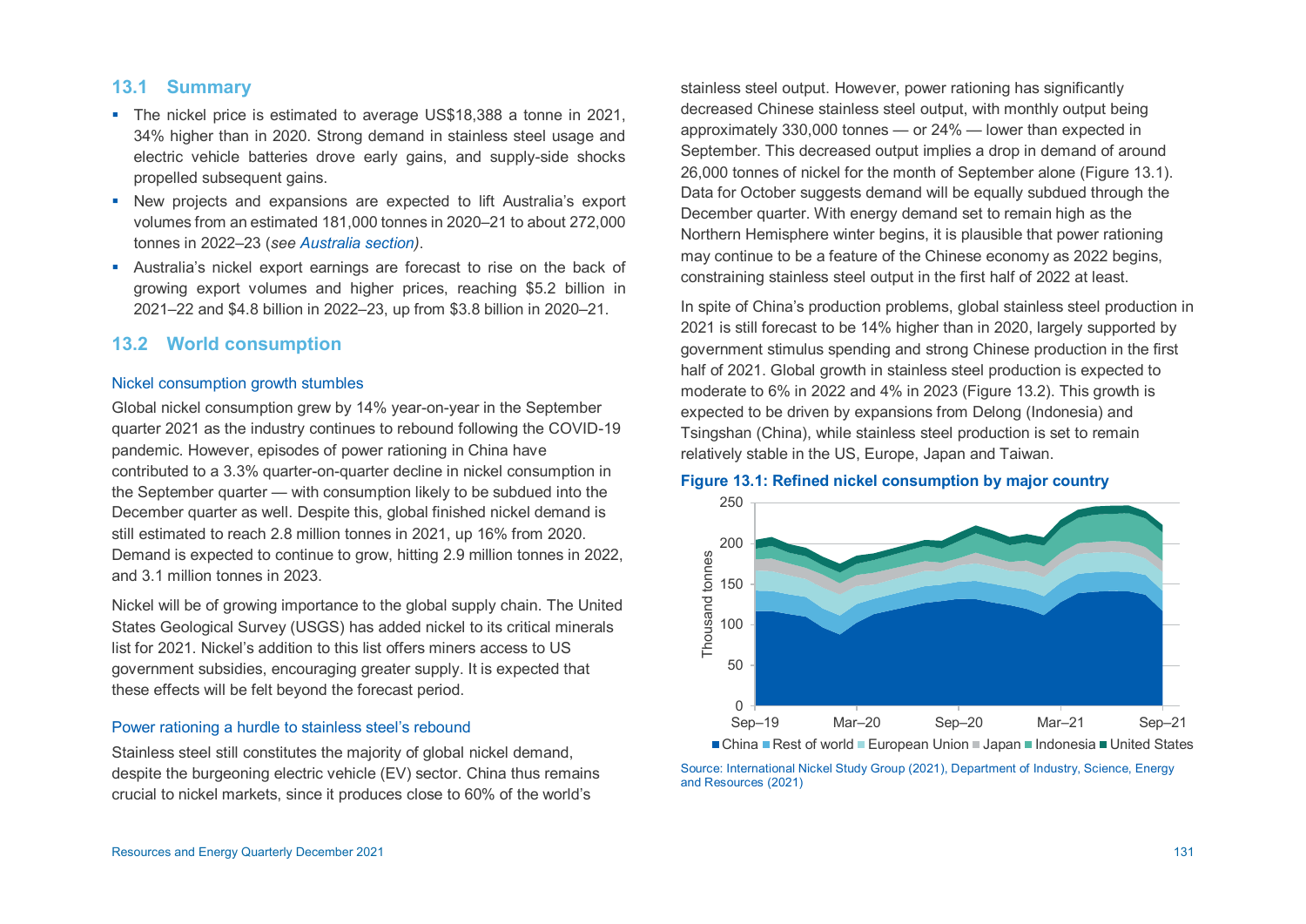## 13.1 Summary

- The nickel price is estimated to average US$18,388 a tonne in 2021, 34% higher than in 2020. Strong demand in stainless steel usage and electric vehicle batteries drove early gains, and supply-side shocks propelled subsequent gains.
- New projects and expansions are expected to lift Australia's export volumes from an estimated 181,000 tonnes in 2020–21 to about 272,000 tonnes in 2022–23 (*see Australia section)*.
- Australia's nickel export earnings are forecast to rise on the back of growing export volumes and higher prices, reaching $5.2 billion in 2021–22 and $4.8 billion in 2022–23, up from $3.8 billion in 2020–21.

## 13.2 World consumption

### Nickel consumption growth stumbles

Global nickel consumption grew by 14% year-on-year in the September quarter 2021 as the industry continues to rebound following the COVID-19 pandemic. However, episodes of power rationing in China have contributed to a 3.3% quarter-on-quarter decline in nickel consumption in the September quarter — with consumption likely to be subdued into the December quarter as well. Despite this, global finished nickel demand is still estimated to reach 2.8 million tonnes in 2021, up 16% from 2020. Demand is expected to continue to grow, hitting 2.9 million tonnes in 2022, and 3.1 million tonnes in 2023.

Nickel will be of growing importance to the global supply chain. The United States Geological Survey (USGS) has added nickel to its critical minerals list for 2021. Nickel's addition to this list offers miners access to US government subsidies, encouraging greater supply. It is expected that these effects will be felt beyond the forecast period.

### Power rationing a hurdle to stainless steel's rebound

Stainless steel still constitutes the majority of global nickel demand, despite the burgeoning electric vehicle (EV) sector. China thus remains crucial to nickel markets, since it produces close to 60% of the world's stainless steel output. However, power rationing has significantly decreased Chinese stainless steel output, with monthly output being approximately 330,000 tonnes — or 24% — lower than expected in September. This decreased output implies a drop in demand of around 26,000 tonnes of nickel for the month of September alone (Figure 13.1). Data for October suggests demand will be equally subdued through the December quarter. With energy demand set to remain high as the Northern Hemisphere winter begins, it is plausible that power rationing may continue to be a feature of the Chinese economy as 2022 begins, constraining stainless steel output in the first half of 2022 at least.

In spite of China's production problems, global stainless steel production in 2021 is still forecast to be 14% higher than in 2020, largely supported by government stimulus spending and strong Chinese production in the first half of 2021. Global growth in stainless steel production is expected to moderate to 6% in 2022 and 4% in 2023 (Figure 13.2). This growth is expected to be driven by expansions from Delong (Indonesia) and Tsingshan (China), while stainless steel production is set to remain relatively stable in the US, Europe, Japan and Taiwan.

**Figure 13.1: Refined nickel consumption by major country**

Source: International Nickel Study Group (2021), Department of Industry, Science, Energy and Resources (2021)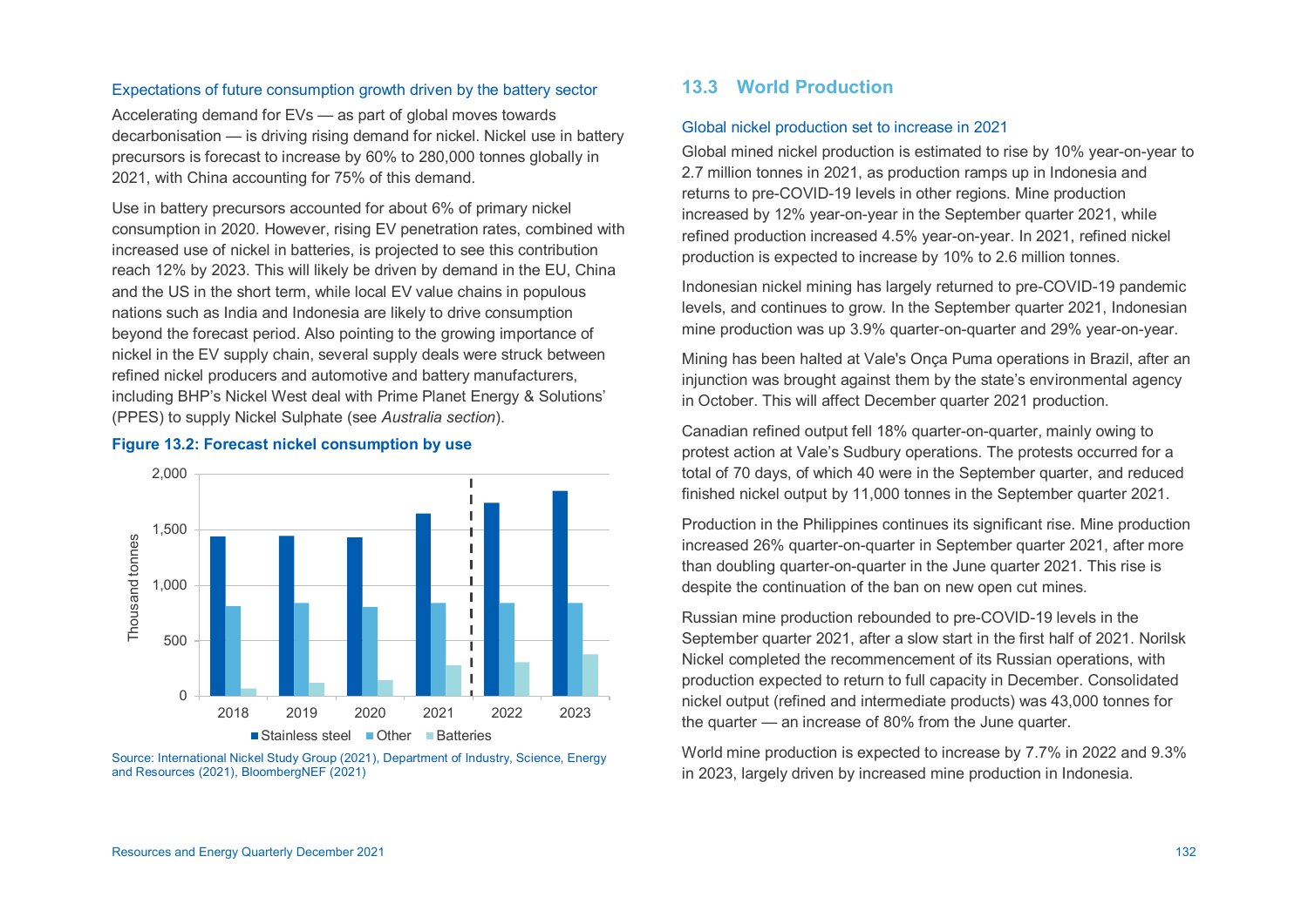### Expectations of future consumption growth driven by the battery sector

Accelerating demand for EVs — as part of global moves towards decarbonisation — is driving rising demand for nickel. Nickel use in battery precursors is forecast to increase by 60% to 280,000 tonnes globally in 2021, with China accounting for 75% of this demand.

Use in battery precursors accounted for about 6% of primary nickel consumption in 2020. However, rising EV penetration rates, combined with increased use of nickel in batteries, is projected to see this contribution reach 12% by 2023. This will likely be driven by demand in the EU, China and the US in the short term, while local EV value chains in populous nations such as India and Indonesia are likely to drive consumption beyond the forecast period. Also pointing to the growing importance of nickel in the EV supply chain, several supply deals were struck between refined nickel producers and automotive and battery manufacturers, including BHP's Nickel West deal with Prime Planet Energy & Solutions' (PPES) to supply Nickel Sulphate (see *Australia section*).

**Figure 13.2: Forecast nickel consumption by use**

Source: International Nickel Study Group (2021), Department of Industry, Science, Energy and Resources (2021), BloombergNEF (2021)

## 13.3 World Production

### Global nickel production set to increase in 2021

Global mined nickel production is estimated to rise by 10% year-on-year to 2.7 million tonnes in 2021, as production ramps up in Indonesia and returns to pre-COVID-19 levels in other regions. Mine production increased by 12% year-on-year in the September quarter 2021, while refined production increased 4.5% year-on-year. In 2021, refined nickel production is expected to increase by 10% to 2.6 million tonnes.

Indonesian nickel mining has largely returned to pre-COVID-19 pandemic levels, and continues to grow. In the September quarter 2021, Indonesian mine production was up 3.9% quarter-on-quarter and 29% year-on-year.

Mining has been halted at Vale's Onça Puma operations in Brazil, after an injunction was brought against them by the state's environmental agency in October. This will affect December quarter 2021 production.

Canadian refined output fell 18% quarter-on-quarter, mainly owing to protest action at Vale's Sudbury operations. The protests occurred for a total of 70 days, of which 40 were in the September quarter, and reduced finished nickel output by 11,000 tonnes in the September quarter 2021.

Production in the Philippines continues its significant rise. Mine production increased 26% quarter-on-quarter in September quarter 2021, after more than doubling quarter-on-quarter in the June quarter 2021. This rise is despite the continuation of the ban on new open cut mines.

Russian mine production rebounded to pre-COVID-19 levels in the September quarter 2021, after a slow start in the first half of 2021. Norilsk Nickel completed the recommencement of its Russian operations, with production expected to return to full capacity in December. Consolidated nickel output (refined and intermediate products) was 43,000 tonnes for the quarter — an increase of 80% from the June quarter.

World mine production is expected to increase by 7.7% in 2022 and 9.3% in 2023, largely driven by increased mine production in Indonesia.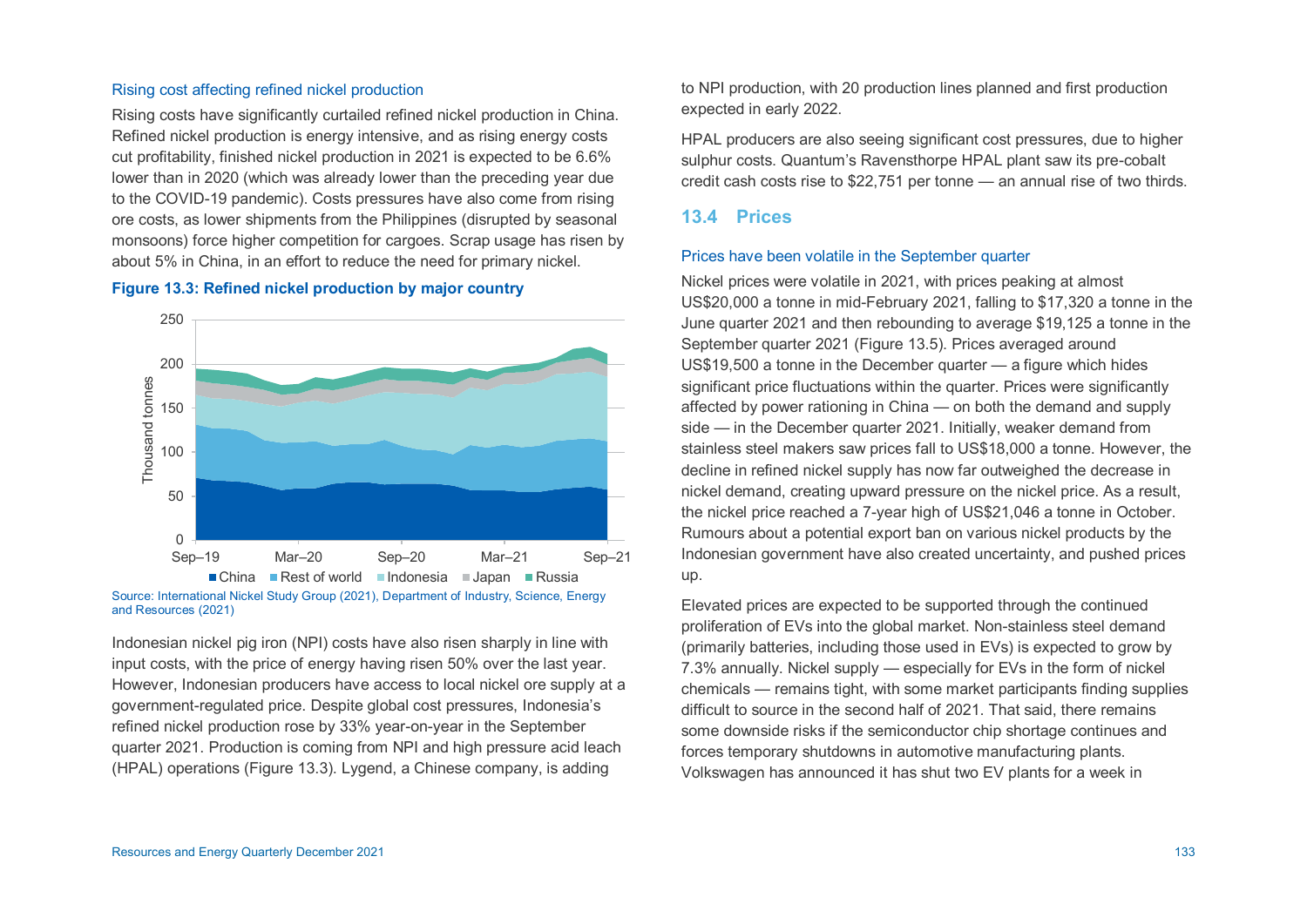### Rising cost affecting refined nickel production

Rising costs have significantly curtailed refined nickel production in China. Refined nickel production is energy intensive, and as rising energy costs cut profitability, finished nickel production in 2021 is expected to be 6.6% lower than in 2020 (which was already lower than the preceding year due to the COVID-19 pandemic). Costs pressures have also come from rising ore costs, as lower shipments from the Philippines (disrupted by seasonal monsoons) force higher competition for cargoes. Scrap usage has risen by about 5% in China, in an effort to reduce the need for primary nickel.

**Figure 13.3: Refined nickel production by major country**

Source: International Nickel Study Group (2021), Department of Industry, Science, Energy and Resources (2021)

Indonesian nickel pig iron (NPI) costs have also risen sharply in line with input costs, with the price of energy having risen 50% over the last year. However, Indonesian producers have access to local nickel ore supply at a government-regulated price. Despite global cost pressures, Indonesia's refined nickel production rose by 33% year-on-year in the September quarter 2021. Production is coming from NPI and high pressure acid leach (HPAL) operations (Figure 13.3). Lygend, a Chinese company, is adding to NPI production, with 20 production lines planned and first production expected in early 2022.

HPAL producers are also seeing significant cost pressures, due to higher sulphur costs. Quantum's Ravensthorpe HPAL plant saw its pre-cobalt credit cash costs rise to $22,751 per tonne — an annual rise of two thirds.

## 13.4 Prices

### Prices have been volatile in the September quarter

Nickel prices were volatile in 2021, with prices peaking at almost US$20,000 a tonne in mid-February 2021, falling to $17,320 a tonne in the June quarter 2021 and then rebounding to average $19,125 a tonne in the September quarter 2021 (Figure 13.5). Prices averaged around US$19,500 a tonne in the December quarter — a figure which hides significant price fluctuations within the quarter. Prices were significantly affected by power rationing in China — on both the demand and supply side — in the December quarter 2021. Initially, weaker demand from stainless steel makers saw prices fall to US$18,000 a tonne. However, the decline in refined nickel supply has now far outweighed the decrease in nickel demand, creating upward pressure on the nickel price. As a result, the nickel price reached a 7-year high of US$21,046 a tonne in October. Rumours about a potential export ban on various nickel products by the Indonesian government have also created uncertainty, and pushed prices up.

Elevated prices are expected to be supported through the continued proliferation of EVs into the global market. Non-stainless steel demand (primarily batteries, including those used in EVs) is expected to grow by 7.3% annually. Nickel supply — especially for EVs in the form of nickel chemicals — remains tight, with some market participants finding supplies difficult to source in the second half of 2021. That said, there remains some downside risks if the semiconductor chip shortage continues and forces temporary shutdowns in automotive manufacturing plants. Volkswagen has announced it has shut two EV plants for a week in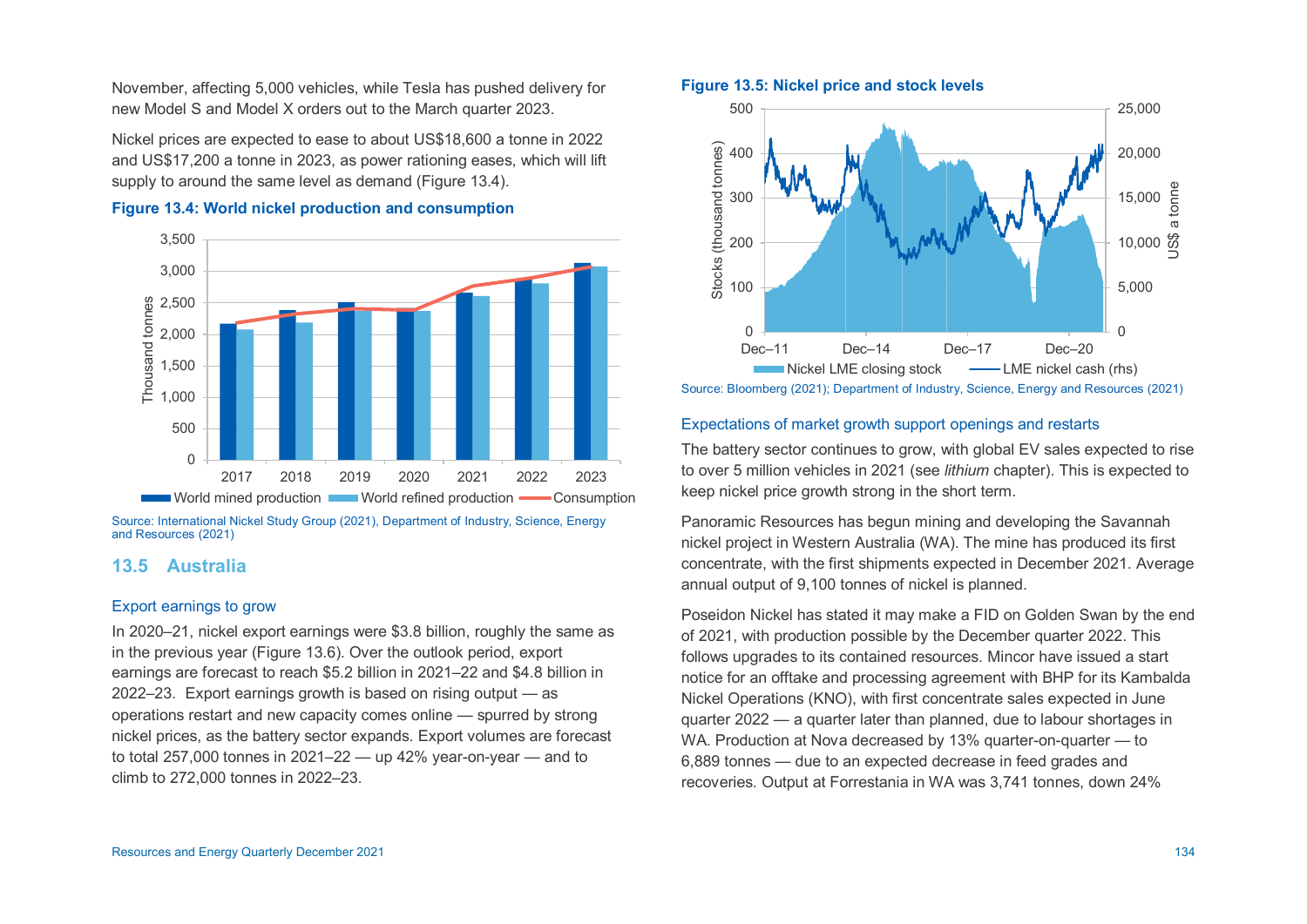November, affecting 5,000 vehicles, while Tesla has pushed delivery for new Model S and Model X orders out to the March quarter 2023.

Nickel prices are expected to ease to about US$18,600 a tonne in 2022 and US$17,200 a tonne in 2023, as power rationing eases, which will lift supply to around the same level as demand (Figure 13.4).

**Figure 13.4: World nickel production and consumption**

Source: International Nickel Study Group (2021), Department of Industry, Science, Energy and Resources (2021)

## 13.5 Australia

### Export earnings to grow

In 2020–21, nickel export earnings were $3.8 billion, roughly the same as in the previous year (Figure 13.6). Over the outlook period, export earnings are forecast to reach $5.2 billion in 2021–22 and $4.8 billion in 2022–23. Export earnings growth is based on rising output — as operations restart and new capacity comes online — spurred by strong nickel prices, as the battery sector expands. Export volumes are forecast to total 257,000 tonnes in 2021–22 — up 42% year-on-year — and to climb to 272,000 tonnes in 2022–23.

**Figure 13.5: Nickel price and stock levels**

Source: Bloomberg (2021); Department of Industry, Science, Energy and Resources (2021)

### Expectations of market growth support openings and restarts

The battery sector continues to grow, with global EV sales expected to rise to over 5 million vehicles in 2021 (see *lithium* chapter). This is expected to keep nickel price growth strong in the short term.

Panoramic Resources has begun mining and developing the Savannah nickel project in Western Australia (WA). The mine has produced its first concentrate, with the first shipments expected in December 2021. Average annual output of 9,100 tonnes of nickel is planned.

Poseidon Nickel has stated it may make a FID on Golden Swan by the end of 2021, with production possible by the December quarter 2022. This follows upgrades to its contained resources. Mincor have issued a start notice for an offtake and processing agreement with BHP for its Kambalda Nickel Operations (KNO), with first concentrate sales expected in June quarter 2022 — a quarter later than planned, due to labour shortages in WA. Production at Nova decreased by 13% quarter-on-quarter — to 6,889 tonnes — due to an expected decrease in feed grades and recoveries. Output at Forrestania in WA was 3,741 tonnes, down 24%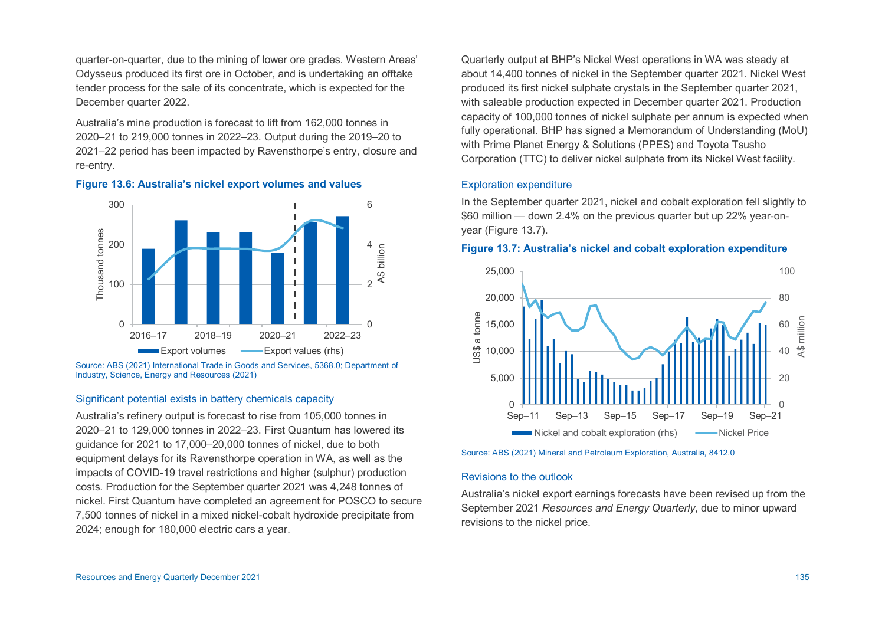quarter-on-quarter, due to the mining of lower ore grades. Western Areas' Odysseus produced its first ore in October, and is undertaking an offtake tender process for the sale of its concentrate, which is expected for the December quarter 2022.

Australia's mine production is forecast to lift from 162,000 tonnes in 2020–21 to 219,000 tonnes in 2022–23. Output during the 2019–20 to 2021–22 period has been impacted by Ravensthorpe's entry, closure and re-entry.

**Figure 13.6: Australia's nickel export volumes and values**

Source: ABS (2021) International Trade in Goods and Services, 5368.0; Department of Industry, Science, Energy and Resources (2021)

## Significant potential exists in battery chemicals capacity

Australia's refinery output is forecast to rise from 105,000 tonnes in 2020–21 to 129,000 tonnes in 2022–23. First Quantum has lowered its guidance for 2021 to 17,000–20,000 tonnes of nickel, due to both equipment delays for its Ravensthorpe operation in WA, as well as the impacts of COVID-19 travel restrictions and higher (sulphur) production costs. Production for the September quarter 2021 was 4,248 tonnes of nickel. First Quantum have completed an agreement for POSCO to secure 7,500 tonnes of nickel in a mixed nickel-cobalt hydroxide precipitate from 2024; enough for 180,000 electric cars a year.

Quarterly output at BHP's Nickel West operations in WA was steady at about 14,400 tonnes of nickel in the September quarter 2021. Nickel West produced its first nickel sulphate crystals in the September quarter 2021, with saleable production expected in December quarter 2021. Production capacity of 100,000 tonnes of nickel sulphate per annum is expected when fully operational. BHP has signed a Memorandum of Understanding (MoU) with Prime Planet Energy & Solutions (PPES) and Toyota Tsusho Corporation (TTC) to deliver nickel sulphate from its Nickel West facility.

## Exploration expenditure

In the September quarter 2021, nickel and cobalt exploration fell slightly to $60 million — down 2.4% on the previous quarter but up 22% year-on-year (Figure 13.7).

**Figure 13.7: Australia's nickel and cobalt exploration expenditure**

Source: ABS (2021) Mineral and Petroleum Exploration, Australia, 8412.0

## Revisions to the outlook

Australia's nickel export earnings forecasts have been revised up from the September 2021 *Resources and Energy Quarterly*, due to minor upward revisions to the nickel price.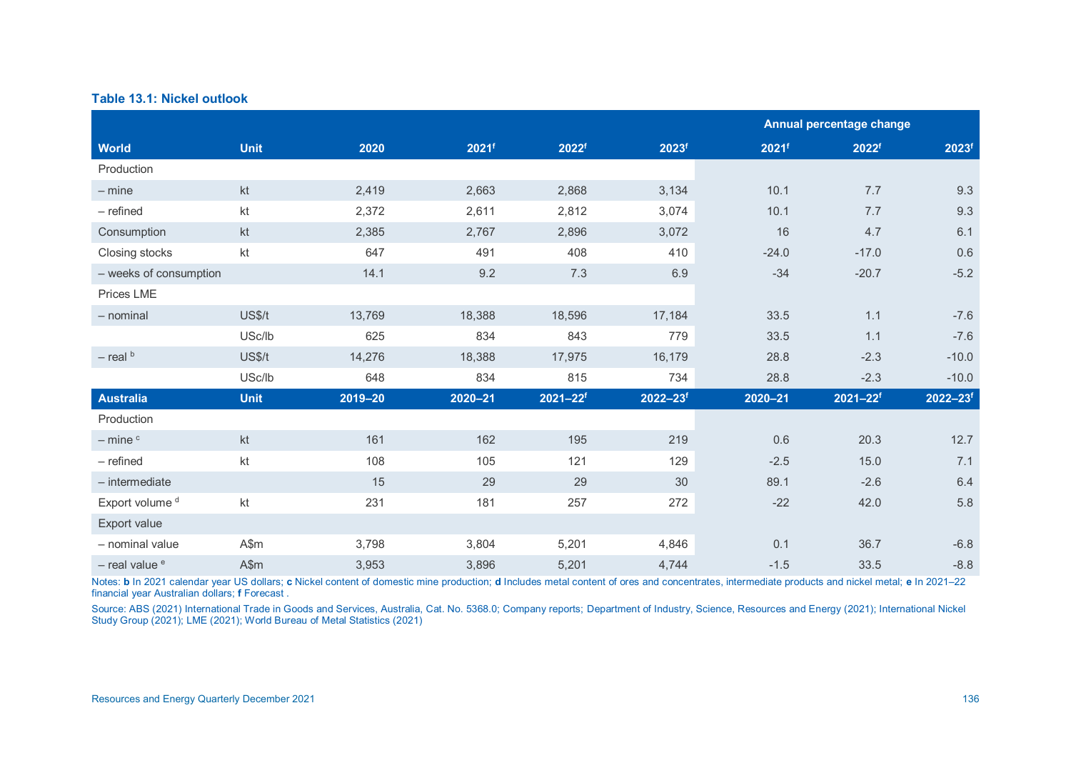**Table 13.1: Nickel outlook**

| | | | | | | Annual percentage change | | |
|---|---|---|---|---|---|---|---|---|
| **World** | **Unit** | **2020** | **2021f** | **2022f** | **2023f** | **2021f** | **2022f** | **2023f** |
| Production | | | | | | | | |
| – mine | kt | 2,419 | 2,663 | 2,868 | 3,134 | 10.1 | 7.7 | 9.3 |
| – refined | kt | 2,372 | 2,611 | 2,812 | 3,074 | 10.1 | 7.7 | 9.3 |
| Consumption | kt | 2,385 | 2,767 | 2,896 | 3,072 | 16 | 4.7 | 6.1 |
| Closing stocks | kt | 647 | 491 | 408 | 410 | -24.0 | -17.0 | 0.6 |
| – weeks of consumption | | 14.1 | 9.2 | 7.3 | 6.9 | -34 | -20.7 | -5.2 |
| Prices LME | | | | | | | | |
| – nominal | US$/t | 13,769 | 18,388 | 18,596 | 17,184 | 33.5 | 1.1 | -7.6 |
| | USc/lb | 625 | 834 | 843 | 779 | 33.5 | 1.1 | -7.6 |
| – real [b] | US$/t | 14,276 | 18,388 | 17,975 | 16,179 | 28.8 | -2.3 | -10.0 |
| | USc/lb | 648 | 834 | 815 | 734 | 28.8 | -2.3 | -10.0 |
| **Australia** | **Unit** | **2019–20** | **2020–21** | **2021–22f** | **2022–23f** | **2020–21** | **2021–22f** | **2022–23f** |
| Production | | | | | | | | |
| – mine [c] | kt | 161 | 162 | 195 | 219 | 0.6 | 20.3 | 12.7 |
| – refined | kt | 108 | 105 | 121 | 129 | -2.5 | 15.0 | 7.1 |
| – intermediate | | 15 | 29 | 29 | 30 | 89.1 | -2.6 | 6.4 |
| Export volume [d] | kt | 231 | 181 | 257 | 272 | -22 | 42.0 | 5.8 |
| Export value | | | | | | | | |
| – nominal value | A$m | 3,798 | 3,804 | 5,201 | 4,846 | 0.1 | 36.7 | -6.8 |
| – real value [e] | A$m | 3,953 | 3,896 | 5,201 | 4,744 | -1.5 | 33.5 | -8.8 |

Notes: **b** In 2021 calendar year US dollars; **c** Nickel content of domestic mine production; **d** Includes metal content of ores and concentrates, intermediate products and nickel metal; **e** In 2021–22 financial year Australian dollars; **f** Forecast .

Source: ABS (2021) International Trade in Goods and Services, Australia, Cat. No. 5368.0; Company reports; Department of Industry, Science, Resources and Energy (2021); International Nickel Study Group (2021); LME (2021); World Bureau of Metal Statistics (2021)